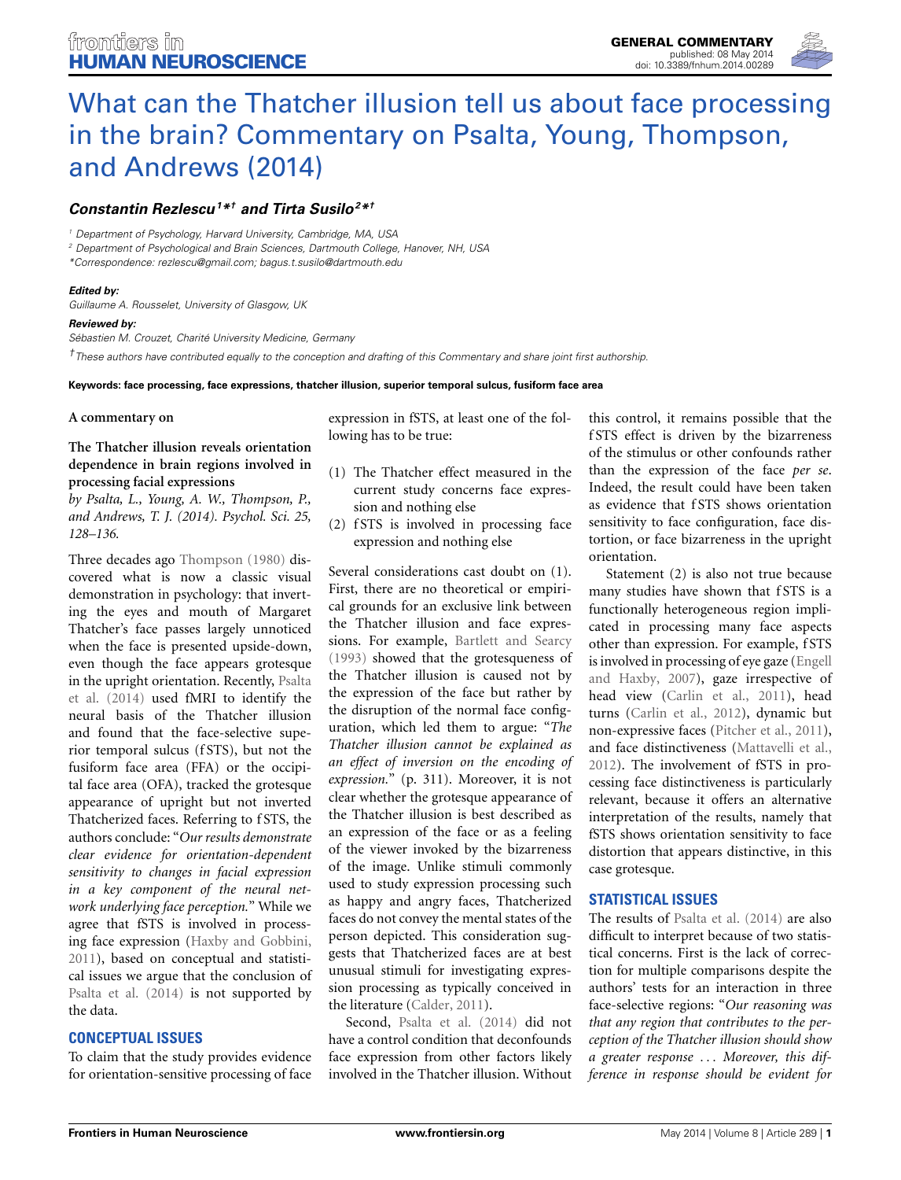# What can the Thatcher illusion tell us about face processing in the brain? Commentary on Psalta, Young, Thompson, and Andrews (2014)

***Constantin Rezlescu[1]*† and Tirta Susilo[2]*†***

[1] Department of Psychology, Harvard University, Cambridge, MA, USA

[2] Department of Psychological and Brain Sciences, Dartmouth College, Hanover, NH, USA

*Correspondence: rezlescu@gmail.com; bagus.t.susilo@dartmouth.edu

***Edited by:***

*Guillaume A. Rousselet, University of Glasgow, UK*

***Reviewed by:***

*Sébastien M. Crouzet, Charité University Medicine, Germany*

†*These authors have contributed equally to the conception and drafting of this Commentary and share joint first authorship.*

**Keywords: face processing, face expressions, thatcher illusion, superior temporal sulcus, fusiform face area**

**A commentary on**

**The Thatcher illusion reveals orientation dependence in brain regions involved in processing facial expressions**

*by Psalta, L., Young, A. W., Thompson, P., and Andrews, T. J. (2014). Psychol. Sci. 25, 128–136.*

Three decades ago Thompson (1980) discovered what is now a classic visual demonstration in psychology: that inverting the eyes and mouth of Margaret Thatcher's face passes largely unnoticed when the face is presented upside-down, even though the face appears grotesque in the upright orientation. Recently, Psalta et al. (2014) used fMRI to identify the neural basis of the Thatcher illusion and found that the face-selective superior temporal sulcus (fSTS), but not the fusiform face area (FFA) or the occipital face area (OFA), tracked the grotesque appearance of upright but not inverted Thatcherized faces. Referring to fSTS, the authors conclude: "*Our results demonstrate clear evidence for orientation-dependent sensitivity to changes in facial expression in a key component of the neural network underlying face perception.*" While we agree that fSTS is involved in processing face expression (Haxby and Gobbini, 2011), based on conceptual and statistical issues we argue that the conclusion of Psalta et al. (2014) is not supported by the data.

## CONCEPTUAL ISSUES

To claim that the study provides evidence for orientation-sensitive processing of face expression in fSTS, at least one of the following has to be true:

(1) The Thatcher effect measured in the current study concerns face expression and nothing else
(2) fSTS is involved in processing face expression and nothing else

Several considerations cast doubt on (1). First, there are no theoretical or empirical grounds for an exclusive link between the Thatcher illusion and face expressions. For example, Bartlett and Searcy (1993) showed that the grotesqueness of the Thatcher illusion is caused not by the expression of the face but rather by the disruption of the normal face configuration, which led them to argue: "*The Thatcher illusion cannot be explained as an effect of inversion on the encoding of expression.*" (p. 311). Moreover, it is not clear whether the grotesque appearance of the Thatcher illusion is best described as an expression of the face or as a feeling of the viewer invoked by the bizarreness of the image. Unlike stimuli commonly used to study expression processing such as happy and angry faces, Thatcherized faces do not convey the mental states of the person depicted. This consideration suggests that Thatcherized faces are at best unusual stimuli for investigating expression processing as typically conceived in the literature (Calder, 2011).

Second, Psalta et al. (2014) did not have a control condition that deconfounds face expression from other factors likely involved in the Thatcher illusion. Without this control, it remains possible that the fSTS effect is driven by the bizarreness of the stimulus or other confounds rather than the expression of the face *per se*. Indeed, the result could have been taken as evidence that fSTS shows orientation sensitivity to face configuration, face distortion, or face bizarreness in the upright orientation.

Statement (2) is also not true because many studies have shown that fSTS is a functionally heterogeneous region implicated in processing many face aspects other than expression. For example, fSTS is involved in processing of eye gaze (Engell and Haxby, 2007), gaze irrespective of head view (Carlin et al., 2011), head turns (Carlin et al., 2012), dynamic but non-expressive faces (Pitcher et al., 2011), and face distinctiveness (Mattavelli et al., 2012). The involvement of fSTS in processing face distinctiveness is particularly relevant, because it offers an alternative interpretation of the results, namely that fSTS shows orientation sensitivity to face distortion that appears distinctive, in this case grotesque.

## STATISTICAL ISSUES

The results of Psalta et al. (2014) are also difficult to interpret because of two statistical concerns. First is the lack of correction for multiple comparisons despite the authors' tests for an interaction in three face-selective regions: "*Our reasoning was that any region that contributes to the perception of the Thatcher illusion should show a greater response ... Moreover, this difference in response should be evident for*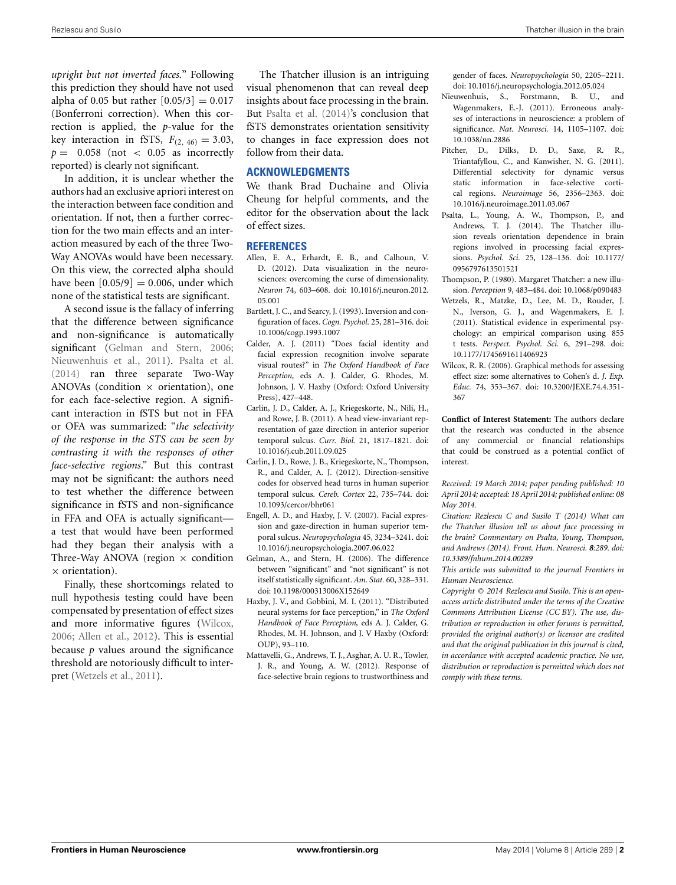*upright but not inverted faces.*" Following this prediction they should have not used alpha of 0.05 but rather $[0.05/3] = 0.017$ (Bonferroni correction). When this correction is applied, the *p*-value for the key interaction in fSTS, $F_{(2, 46)} = 3.03$, $p = 0.058$ (not $< 0.05$ as incorrectly reported) is clearly not significant.

In addition, it is unclear whether the authors had an exclusive apriori interest on the interaction between face condition and orientation. If not, then a further correction for the two main effects and an interaction measured by each of the three Two-Way ANOVAs would have been necessary. On this view, the corrected alpha should have been $[0.05/9] = 0.006$, under which none of the statistical tests are significant.

A second issue is the fallacy of inferring that the difference between significance and non-significance is automatically significant (Gelman and Stern, 2006; Nieuwenhuis et al., 2011). Psalta et al. (2014) ran three separate Two-Way ANOVAs (condition × orientation), one for each face-selective region. A significant interaction in fSTS but not in FFA or OFA was summarized: "*the selectivity of the response in the STS can be seen by contrasting it with the responses of other face-selective regions*." But this contrast may not be significant: the authors need to test whether the difference between significance in fSTS and non-significance in FFA and OFA is actually significant—a test that would have been performed had they began their analysis with a Three-Way ANOVA (region × condition × orientation).

Finally, these shortcomings related to null hypothesis testing could have been compensated by presentation of effect sizes and more informative figures (Wilcox, 2006; Allen et al., 2012). This is essential because *p* values around the significance threshold are notoriously difficult to interpret (Wetzels et al., 2011).

The Thatcher illusion is an intriguing visual phenomenon that can reveal deep insights about face processing in the brain. But Psalta et al. (2014)'s conclusion that fSTS demonstrates orientation sensitivity to changes in face expression does not follow from their data.

## ACKNOWLEDGMENTS

We thank Brad Duchaine and Olivia Cheung for helpful comments, and the editor for the observation about the lack of effect sizes.

## REFERENCES

Allen, E. A., Erhardt, E. B., and Calhoun, V. D. (2012). Data visualization in the neurosciences: overcoming the curse of dimensionality. *Neuron* 74, 603–608. doi: 10.1016/j.neuron.2012.05.001

Bartlett, J. C., and Searcy, J. (1993). Inversion and configuration of faces. *Cogn. Psychol.* 25, 281–316. doi: 10.1006/cogp.1993.1007

Calder, A. J. (2011) "Does facial identity and facial expression recognition involve separate visual routes?" in *The Oxford Handbook of Face Perception,* eds A. J. Calder, G. Rhodes, M. Johnson, J. V. Haxby (Oxford: Oxford University Press), 427–448.

Carlin, J. D., Calder, A. J., Kriegeskorte, N., Nili, H., and Rowe, J. B. (2011). A head view-invariant representation of gaze direction in anterior superior temporal sulcus. *Curr. Biol.* 21, 1817–1821. doi: 10.1016/j.cub.2011.09.025

Carlin, J. D., Rowe, J. B., Kriegeskorte, N., Thompson, R., and Calder, A. J. (2012). Direction-sensitive codes for observed head turns in human superior temporal sulcus. *Cereb. Cortex* 22, 735–744. doi: 10.1093/cercor/bhr061

Engell, A. D., and Haxby, J. V. (2007). Facial expression and gaze-direction in human superior temporal sulcus. *Neuropsychologia* 45, 3234–3241. doi: 10.1016/j.neuropsychologia.2007.06.022

Gelman, A., and Stern, H. (2006). The difference between "significant" and "not significant" is not itself statistically significant. *Am. Stat.* 60, 328–331. doi: 10.1198/000313006X152649

Haxby, J. V., and Gobbini, M. I. (2011). "Distributed neural systems for face perception," in *The Oxford Handbook of Face Perception,* eds A. J. Calder, G. Rhodes, M. H. Johnson, and J. V Haxby (Oxford: OUP), 93–110.

Mattavelli, G., Andrews, T. J., Asghar, A. U. R., Towler, J. R., and Young, A. W. (2012). Response of face-selective brain regions to trustworthiness and gender of faces. *Neuropsychologia* 50, 2205–2211. doi: 10.1016/j.neuropsychologia.2012.05.024

Nieuwenhuis, S., Forstmann, B. U., and Wagenmakers, E.-J. (2011). Erroneous analyses of interactions in neuroscience: a problem of significance. *Nat. Neurosci.* 14, 1105–1107. doi: 10.1038/nn.2886

Pitcher, D., Dilks, D. D., Saxe, R. R., Triantafyllou, C., and Kanwisher, N. G. (2011). Differential selectivity for dynamic versus static information in face-selective cortical regions. *Neuroimage* 56, 2356–2363. doi: 10.1016/j.neuroimage.2011.03.067

Psalta, L., Young, A. W., Thompson, P., and Andrews, T. J. (2014). The Thatcher illusion reveals orientation dependence in brain regions involved in processing facial expressions. *Psychol. Sci.* 25, 128–136. doi: 10.1177/0956797613501521

Thompson, P. (1980). Margaret Thatcher: a new illusion. *Perception* 9, 483–484. doi: 10.1068/p090483

Wetzels, R., Matzke, D., Lee, M. D., Rouder, J. N., Iverson, G. J., and Wagenmakers, E. J. (2011). Statistical evidence in experimental psychology: an empirical comparison using 855 t tests. *Perspect. Psychol. Sci.* 6, 291–298. doi: 10.1177/1745691611406923

Wilcox, R. R. (2006). Graphical methods for assessing effect size: some alternatives to Cohen's d. *J. Exp. Educ.* 74, 353–367. doi: 10.3200/JEXE.74.4.351-367

**Conflict of Interest Statement:** The authors declare that the research was conducted in the absence of any commercial or financial relationships that could be construed as a potential conflict of interest.

*Received: 19 March 2014; paper pending published: 10 April 2014; accepted: 18 April 2014; published online: 08 May 2014.*

*Citation: Rezlescu C and Susilo T (2014) What can the Thatcher illusion tell us about face processing in the brain? Commentary on Psalta, Young, Thompson, and Andrews (2014). Front. Hum. Neurosci. **8**:289. doi: 10.3389/fnhum.2014.00289*

*This article was submitted to the journal Frontiers in Human Neuroscience.*

*Copyright © 2014 Rezlescu and Susilo. This is an open-access article distributed under the terms of the Creative Commons Attribution License (CC BY). The use, distribution or reproduction in other forums is permitted, provided the original author(s) or licensor are credited and that the original publication in this journal is cited, in accordance with accepted academic practice. No use, distribution or reproduction is permitted which does not comply with these terms.*